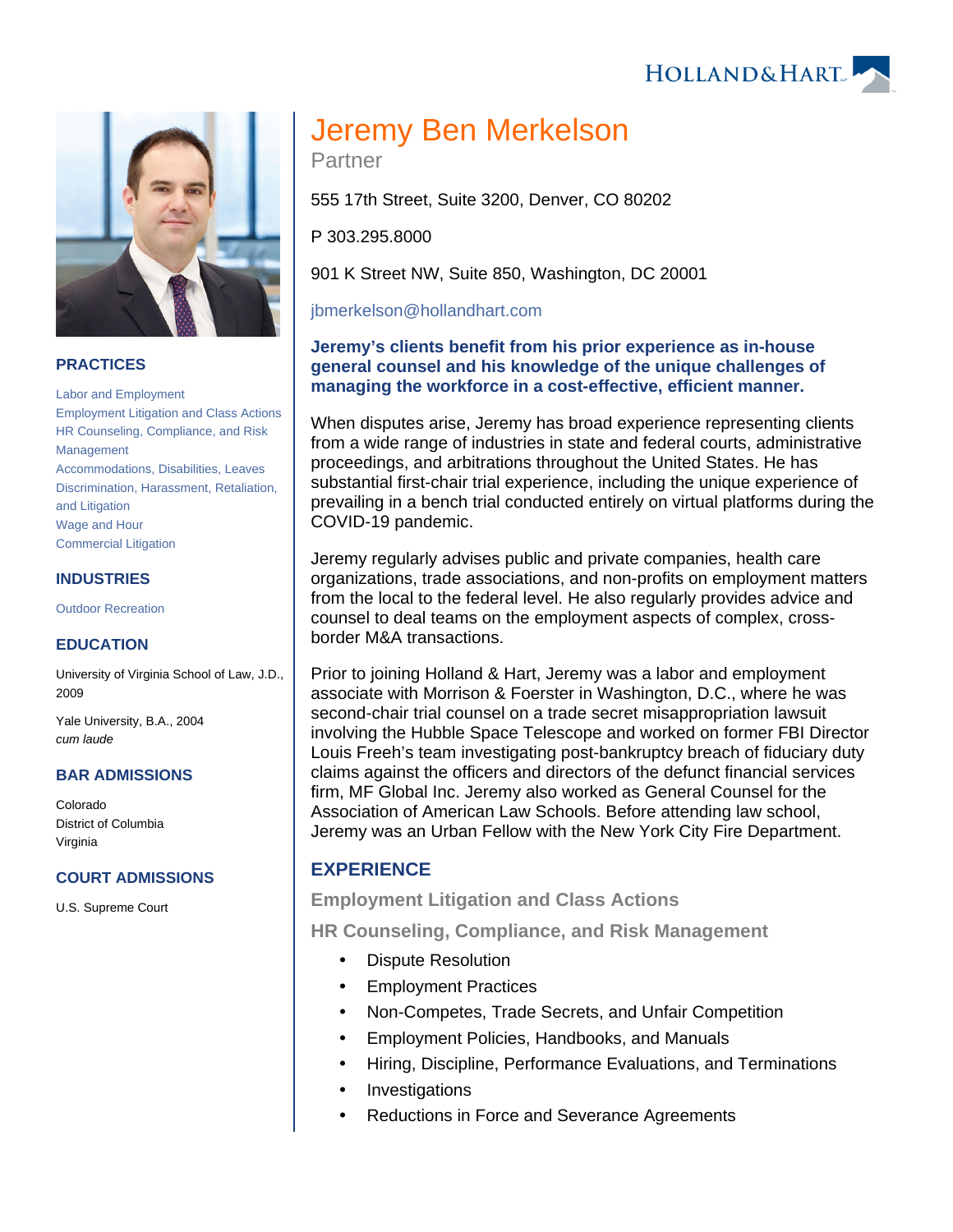# Jeremy Ben Merkelson

Partner

555 17th Street, Suite 3200, Denver, CO 80202

P 303.295.8000

901 K Street NW, Suite 850, Washington, DC 20001

jbmerkelson@hollandhart.com

**Jeremy's clients benefit from his prior experience as in-house general counsel and his knowledge of the unique challenges of managing the workforce in a cost-effective, efficient manner.**

When disputes arise, Jeremy has broad experience representing clients from a wide range of industries in state and federal courts, administrative proceedings, and arbitrations throughout the United States. He has substantial first-chair trial experience, including the unique experience of prevailing in a bench trial conducted entirely on virtual platforms during the COVID-19 pandemic.

Jeremy regularly advises public and private companies, health care organizations, trade associations, and non-profits on employment matters from the local to the federal level. He also regularly provides advice and counsel to deal teams on the employment aspects of complex, cross-border M&A transactions.

Prior to joining Holland & Hart, Jeremy was a labor and employment associate with Morrison & Foerster in Washington, D.C., where he was second-chair trial counsel on a trade secret misappropriation lawsuit involving the Hubble Space Telescope and worked on former FBI Director Louis Freeh's team investigating post-bankruptcy breach of fiduciary duty claims against the officers and directors of the defunct financial services firm, MF Global Inc. Jeremy also worked as General Counsel for the Association of American Law Schools. Before attending law school, Jeremy was an Urban Fellow with the New York City Fire Department.

## PRACTICES

- Labor and Employment
- Employment Litigation and Class Actions
- HR Counseling, Compliance, and Risk Management
- Accommodations, Disabilities, Leaves
- Discrimination, Harassment, Retaliation, and Litigation
- Wage and Hour
- Commercial Litigation

## INDUSTRIES

- Outdoor Recreation

## EDUCATION

University of Virginia School of Law, J.D., 2009

Yale University, B.A., 2004
*cum laude*

## BAR ADMISSIONS

Colorado
District of Columbia
Virginia

## COURT ADMISSIONS

U.S. Supreme Court

## EXPERIENCE

### Employment Litigation and Class Actions

### HR Counseling, Compliance, and Risk Management

- Dispute Resolution
- Employment Practices
- Non-Competes, Trade Secrets, and Unfair Competition
- Employment Policies, Handbooks, and Manuals
- Hiring, Discipline, Performance Evaluations, and Terminations
- Investigations
- Reductions in Force and Severance Agreements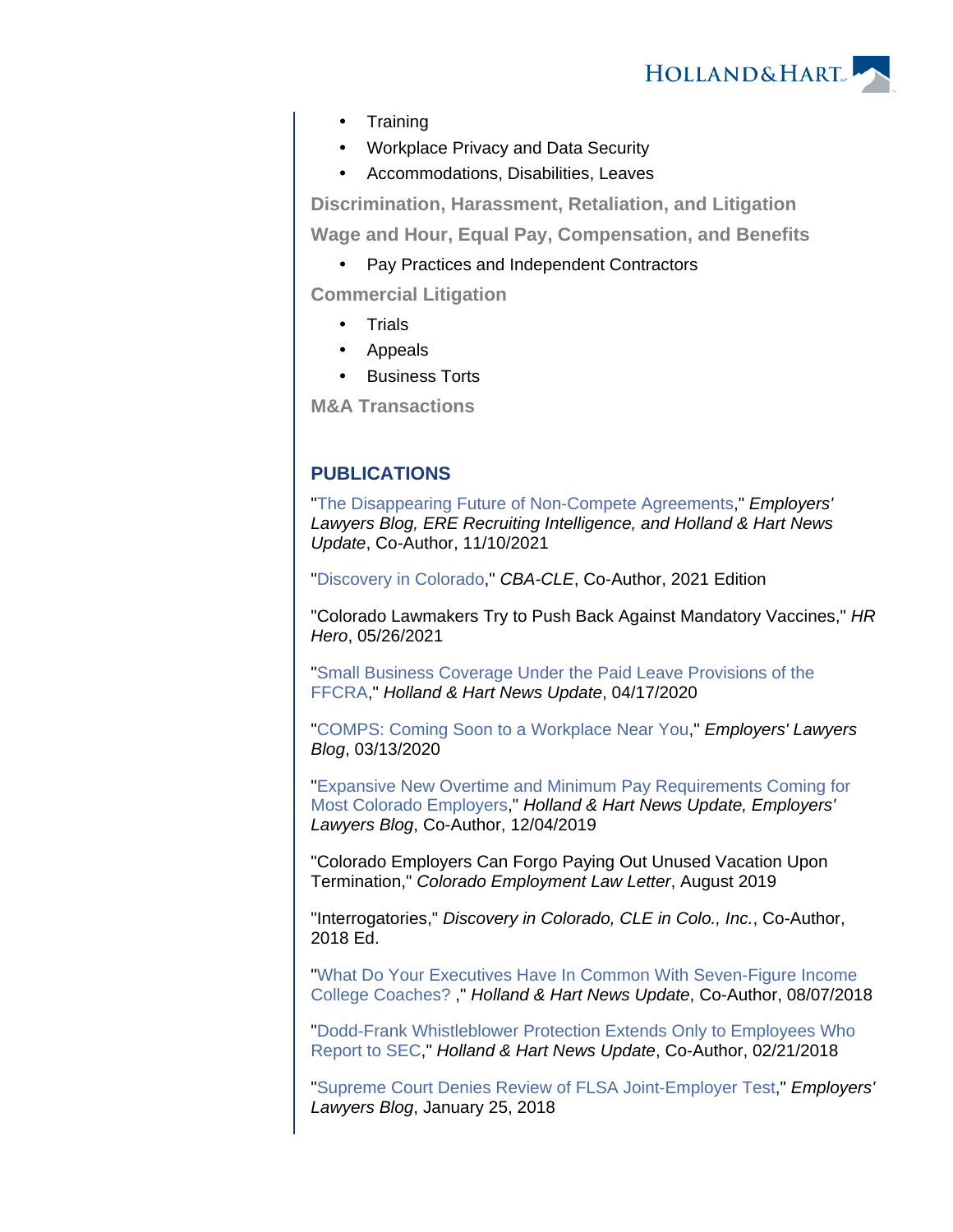- Training
- Workplace Privacy and Data Security
- Accommodations, Disabilities, Leaves

**Discrimination, Harassment, Retaliation, and Litigation**

**Wage and Hour, Equal Pay, Compensation, and Benefits**

- Pay Practices and Independent Contractors

**Commercial Litigation**

- Trials
- Appeals
- Business Torts

**M&A Transactions**

## PUBLICATIONS

"The Disappearing Future of Non-Compete Agreements," *Employers' Lawyers Blog, ERE Recruiting Intelligence, and Holland & Hart News Update*, Co-Author, 11/10/2021

"Discovery in Colorado," *CBA-CLE*, Co-Author, 2021 Edition

"Colorado Lawmakers Try to Push Back Against Mandatory Vaccines," *HR Hero*, 05/26/2021

"Small Business Coverage Under the Paid Leave Provisions of the FFCRA," *Holland & Hart News Update*, 04/17/2020

"COMPS: Coming Soon to a Workplace Near You," *Employers' Lawyers Blog*, 03/13/2020

"Expansive New Overtime and Minimum Pay Requirements Coming for Most Colorado Employers," *Holland & Hart News Update, Employers' Lawyers Blog*, Co-Author, 12/04/2019

"Colorado Employers Can Forgo Paying Out Unused Vacation Upon Termination," *Colorado Employment Law Letter*, August 2019

"Interrogatories," *Discovery in Colorado, CLE in Colo., Inc.*, Co-Author, 2018 Ed.

"What Do Your Executives Have In Common With Seven-Figure Income College Coaches? ," *Holland & Hart News Update*, Co-Author, 08/07/2018

"Dodd-Frank Whistleblower Protection Extends Only to Employees Who Report to SEC," *Holland & Hart News Update*, Co-Author, 02/21/2018

"Supreme Court Denies Review of FLSA Joint-Employer Test," *Employers' Lawyers Blog*, January 25, 2018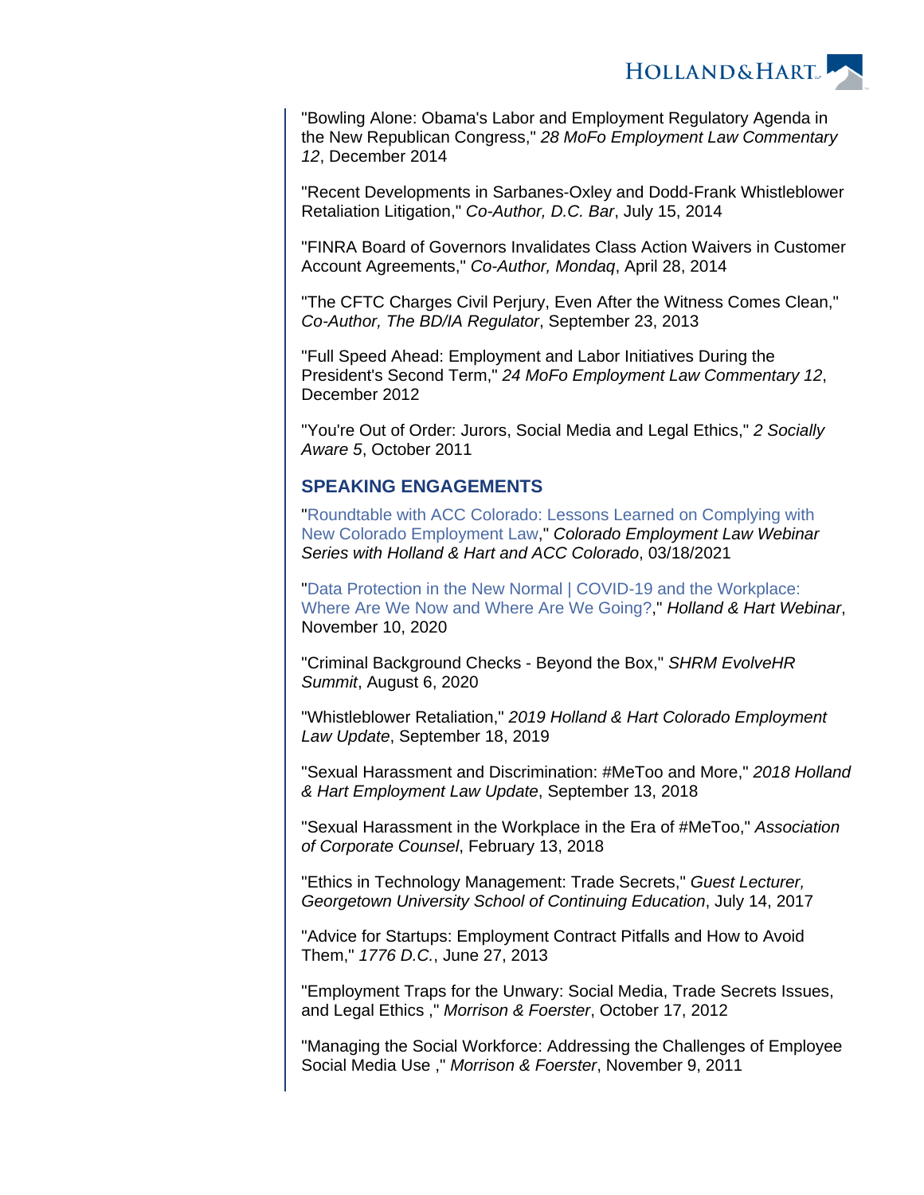"Bowling Alone: Obama's Labor and Employment Regulatory Agenda in the New Republican Congress," *28 MoFo Employment Law Commentary 12*, December 2014

"Recent Developments in Sarbanes-Oxley and Dodd-Frank Whistleblower Retaliation Litigation," *Co-Author, D.C. Bar*, July 15, 2014

"FINRA Board of Governors Invalidates Class Action Waivers in Customer Account Agreements," *Co-Author, Mondaq*, April 28, 2014

"The CFTC Charges Civil Perjury, Even After the Witness Comes Clean," *Co-Author, The BD/IA Regulator*, September 23, 2013

"Full Speed Ahead: Employment and Labor Initiatives During the President's Second Term," *24 MoFo Employment Law Commentary 12*, December 2012

"You're Out of Order: Jurors, Social Media and Legal Ethics," *2 Socially Aware 5*, October 2011

## SPEAKING ENGAGEMENTS

"Roundtable with ACC Colorado: Lessons Learned on Complying with New Colorado Employment Law," *Colorado Employment Law Webinar Series with Holland & Hart and ACC Colorado*, 03/18/2021

"Data Protection in the New Normal | COVID-19 and the Workplace: Where Are We Now and Where Are We Going?," *Holland & Hart Webinar*, November 10, 2020

"Criminal Background Checks - Beyond the Box," *SHRM EvolveHR Summit*, August 6, 2020

"Whistleblower Retaliation," *2019 Holland & Hart Colorado Employment Law Update*, September 18, 2019

"Sexual Harassment and Discrimination: #MeToo and More," *2018 Holland & Hart Employment Law Update*, September 13, 2018

"Sexual Harassment in the Workplace in the Era of #MeToo," *Association of Corporate Counsel*, February 13, 2018

"Ethics in Technology Management: Trade Secrets," *Guest Lecturer, Georgetown University School of Continuing Education*, July 14, 2017

"Advice for Startups: Employment Contract Pitfalls and How to Avoid Them," *1776 D.C.*, June 27, 2013

"Employment Traps for the Unwary: Social Media, Trade Secrets Issues, and Legal Ethics ," *Morrison & Foerster*, October 17, 2012

"Managing the Social Workforce: Addressing the Challenges of Employee Social Media Use ," *Morrison & Foerster*, November 9, 2011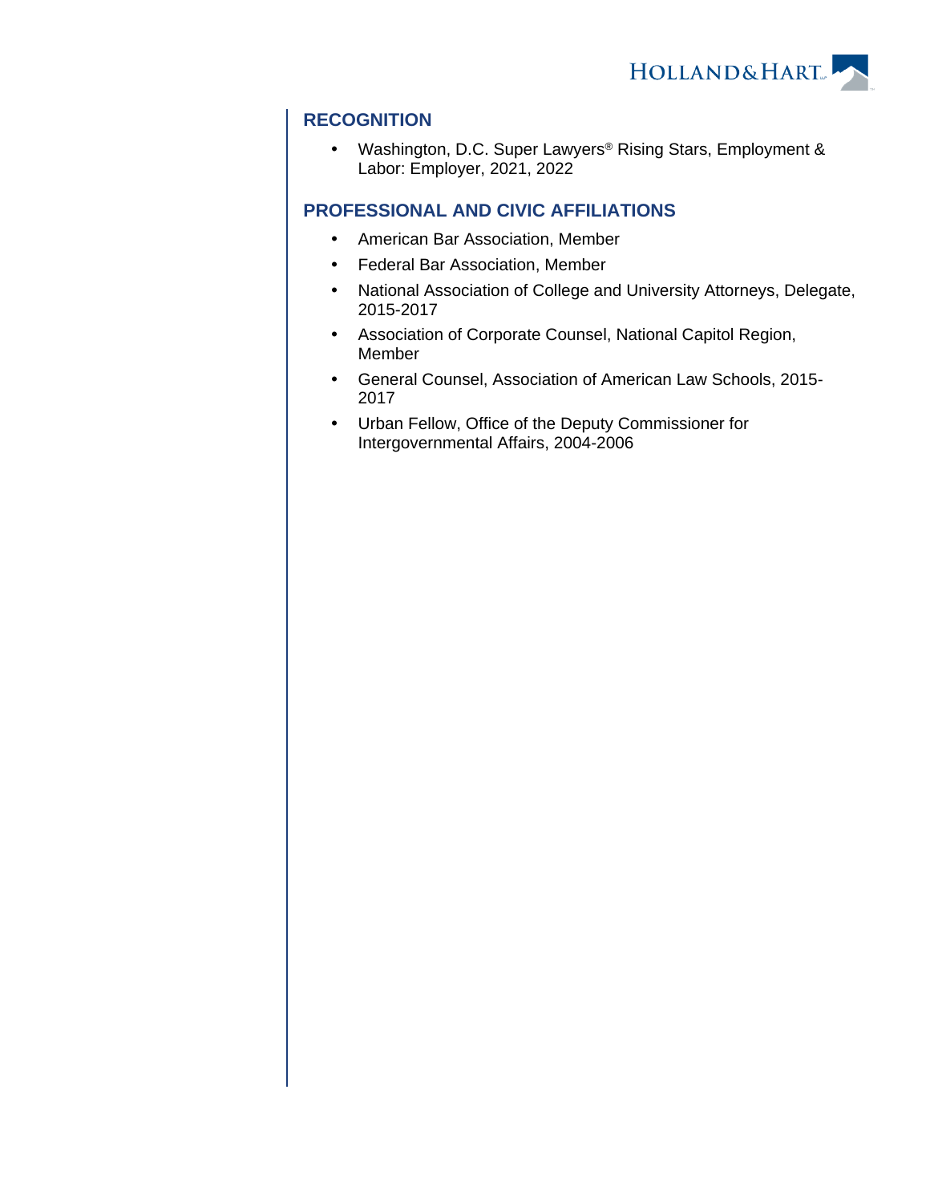## RECOGNITION

- Washington, D.C. Super Lawyers® Rising Stars, Employment & Labor: Employer, 2021, 2022

## PROFESSIONAL AND CIVIC AFFILIATIONS

- American Bar Association, Member
- Federal Bar Association, Member
- National Association of College and University Attorneys, Delegate, 2015-2017
- Association of Corporate Counsel, National Capitol Region, Member
- General Counsel, Association of American Law Schools, 2015-2017
- Urban Fellow, Office of the Deputy Commissioner for Intergovernmental Affairs, 2004-2006